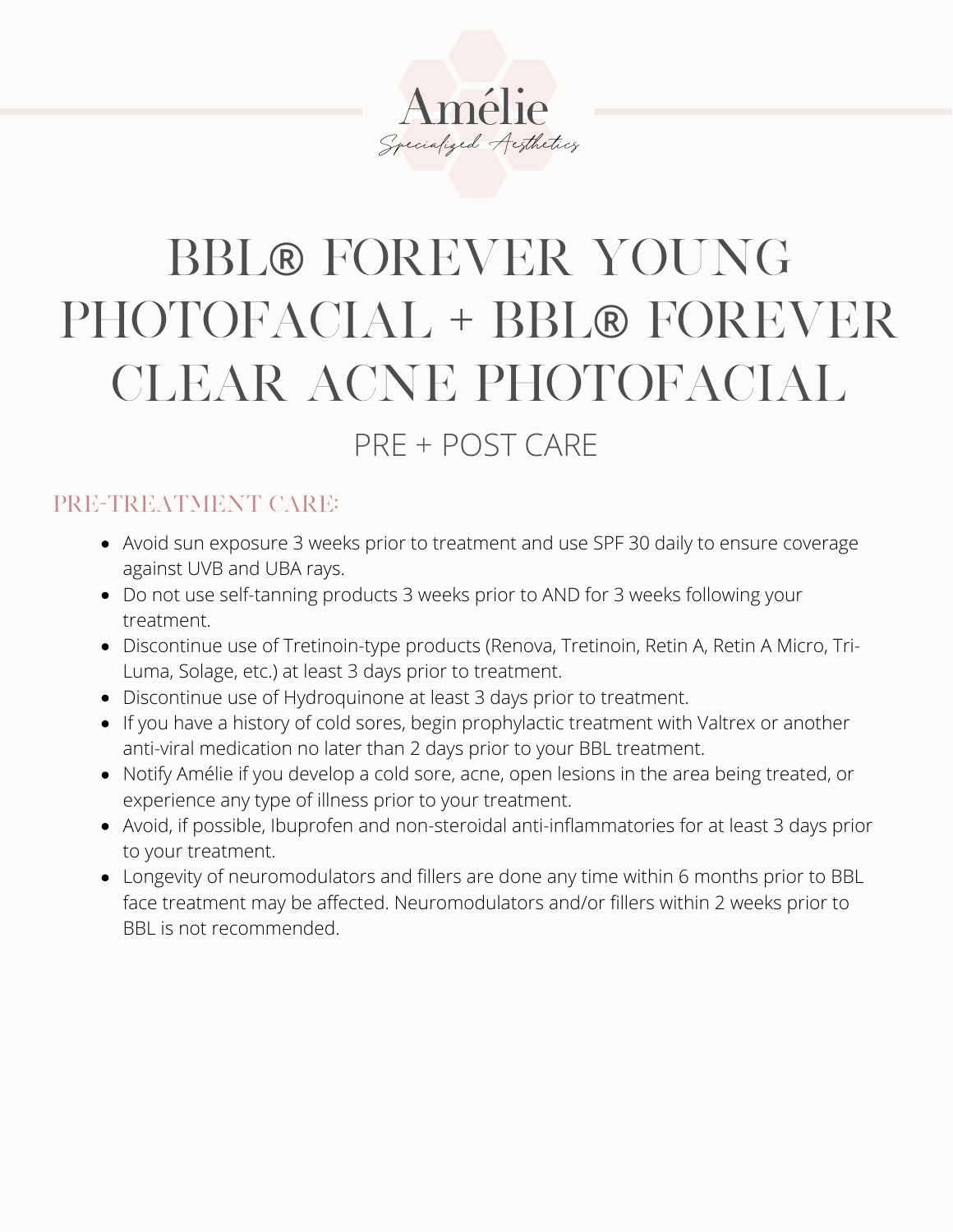Amélie

*Specialized Aesthetics*

# BBL® FOREVER YOUNG PHOTOFACIAL + BBL® FOREVER CLEAR ACNE PHOTOFACIAL

## PRE + POST CARE

### PRE-TREATMENT CARE:

- Avoid sun exposure 3 weeks prior to treatment and use SPF 30 daily to ensure coverage against UVB and UBA rays.
- Do not use self-tanning products 3 weeks prior to AND for 3 weeks following your treatment.
- Discontinue use of Tretinoin-type products (Renova, Tretinoin, Retin A, Retin A Micro, Tri-Luma, Solage, etc.) at least 3 days prior to treatment.
- Discontinue use of Hydroquinone at least 3 days prior to treatment.
- If you have a history of cold sores, begin prophylactic treatment with Valtrex or another anti-viral medication no later than 2 days prior to your BBL treatment.
- Notify Amélie if you develop a cold sore, acne, open lesions in the area being treated, or experience any type of illness prior to your treatment.
- Avoid, if possible, Ibuprofen and non-steroidal anti-inflammatories for at least 3 days prior to your treatment.
- Longevity of neuromodulators and fillers are done any time within 6 months prior to BBL face treatment may be affected. Neuromodulators and/or fillers within 2 weeks prior to BBL is not recommended.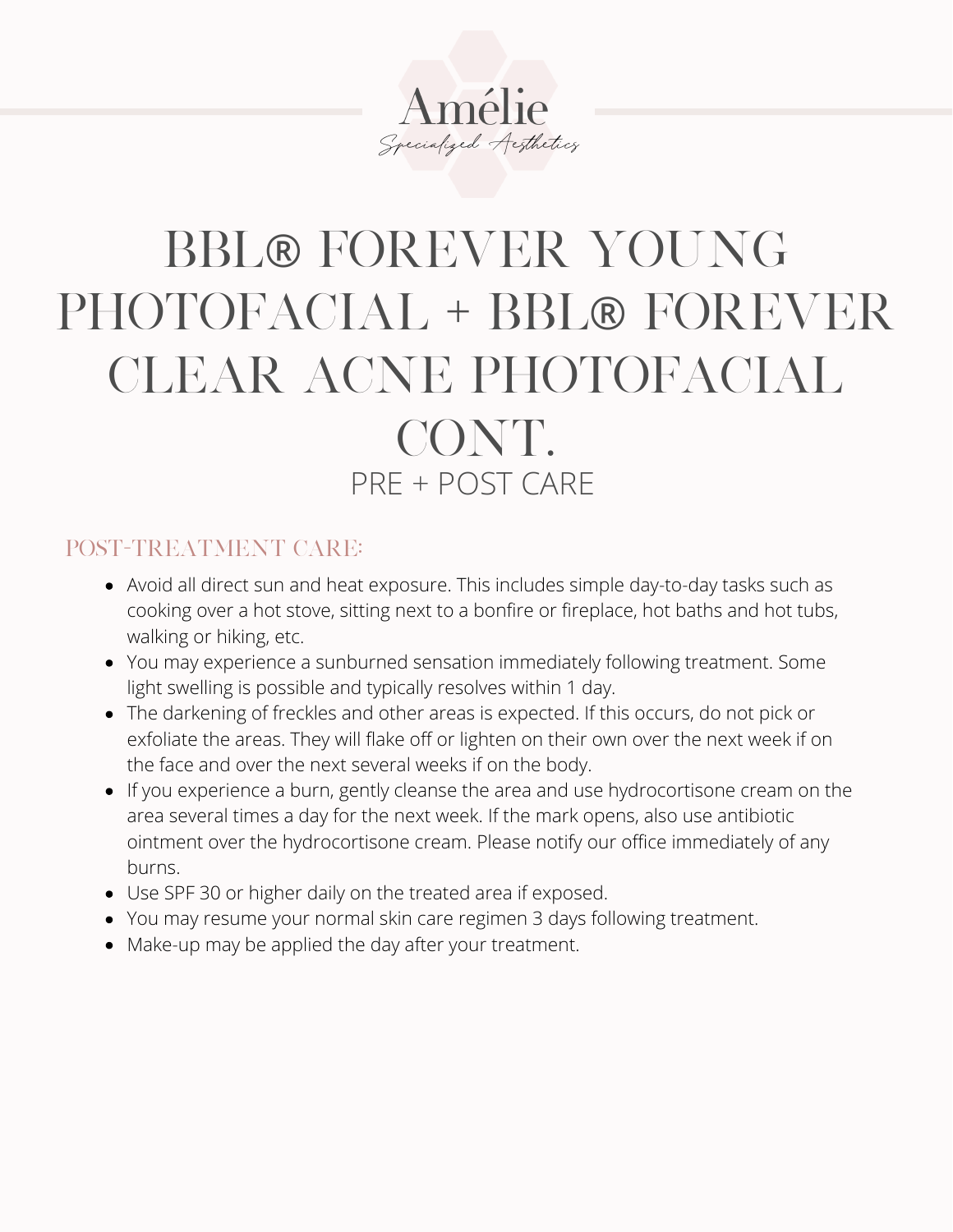Amélie

*Specialized Aesthetics*

# BBL® FOREVER YOUNG PHOTOFACIAL + BBL® FOREVER CLEAR ACNE PHOTOFACIAL CONT.

PRE + POST CARE

## POST-TREATMENT CARE:

- Avoid all direct sun and heat exposure. This includes simple day-to-day tasks such as cooking over a hot stove, sitting next to a bonfire or fireplace, hot baths and hot tubs, walking or hiking, etc.
- You may experience a sunburned sensation immediately following treatment. Some light swelling is possible and typically resolves within 1 day.
- The darkening of freckles and other areas is expected. If this occurs, do not pick or exfoliate the areas. They will flake off or lighten on their own over the next week if on the face and over the next several weeks if on the body.
- If you experience a burn, gently cleanse the area and use hydrocortisone cream on the area several times a day for the next week. If the mark opens, also use antibiotic ointment over the hydrocortisone cream. Please notify our office immediately of any burns.
- Use SPF 30 or higher daily on the treated area if exposed.
- You may resume your normal skin care regimen 3 days following treatment.
- Make-up may be applied the day after your treatment.